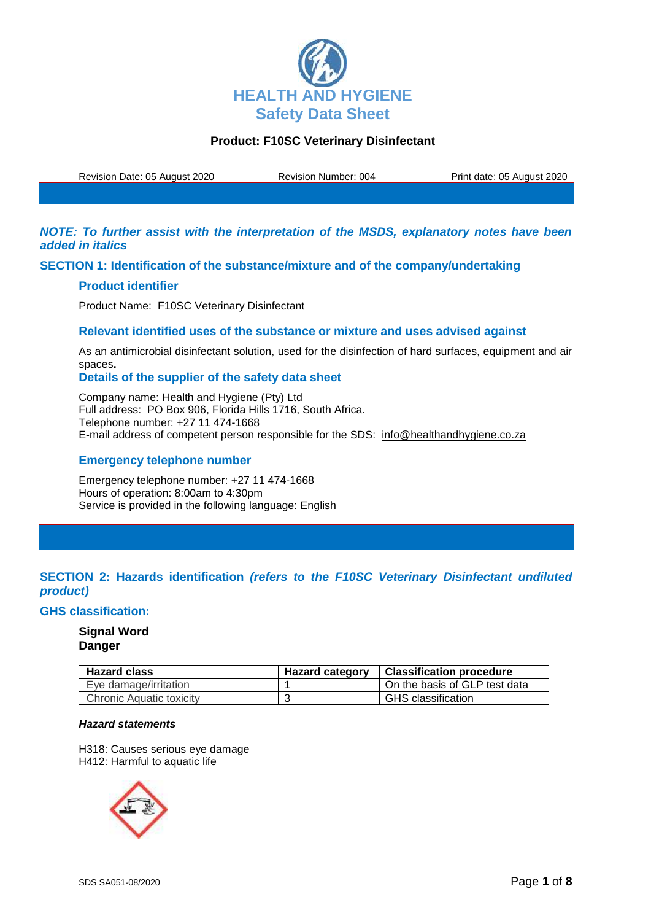# HEALTH AND HYGIENE
## Safety Data Sheet

**Product: F10SC Veterinary Disinfectant**

Revision Date: 05 August 2020 | Revision Number: 004 | Print date: 05 August 2020

***NOTE: To further assist with the interpretation of the MSDS, explanatory notes have been added in italics***

## SECTION 1: Identification of the substance/mixture and of the company/undertaking

### Product identifier

Product Name: F10SC Veterinary Disinfectant

### Relevant identified uses of the substance or mixture and uses advised against

As an antimicrobial disinfectant solution, used for the disinfection of hard surfaces, equipment and air spaces**.**

### Details of the supplier of the safety data sheet

Company name: Health and Hygiene (Pty) Ltd
Full address: PO Box 906, Florida Hills 1716, South Africa.
Telephone number: +27 11 474-1668
E-mail address of competent person responsible for the SDS: info@healthandhygiene.co.za

### Emergency telephone number

Emergency telephone number: +27 11 474-1668
Hours of operation: 8:00am to 4:30pm
Service is provided in the following language: English

## SECTION 2: Hazards identification *(refers to the F10SC Veterinary Disinfectant undiluted product)*

### GHS classification:

**Signal Word**
**Danger**

| Hazard class | Hazard category | Classification procedure |
|---|---|---|
| Eye damage/irritation | 1 | On the basis of GLP test data |
| Chronic Aquatic toxicity | 3 | GHS classification |

***Hazard statements***

H318: Causes serious eye damage
H412: Harmful to aquatic life

SDS SA051-08/2020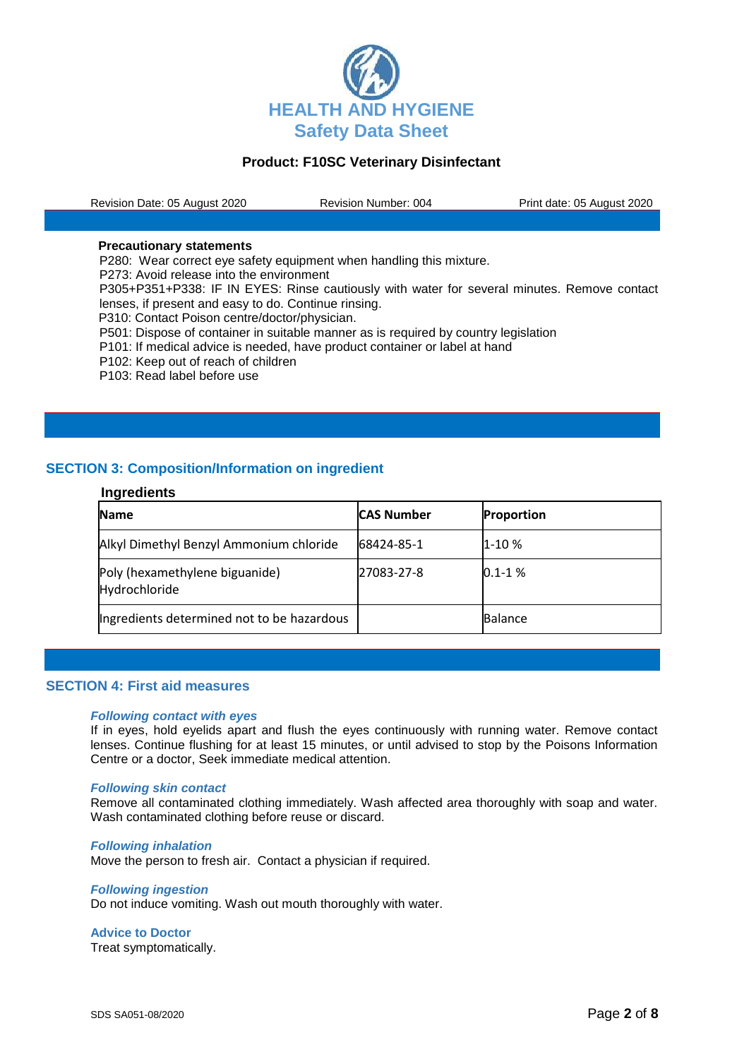**Precautionary statements**

P280: Wear correct eye safety equipment when handling this mixture.
P273: Avoid release into the environment
P305+P351+P338: IF IN EYES: Rinse cautiously with water for several minutes. Remove contact lenses, if present and easy to do. Continue rinsing.
P310: Contact Poison centre/doctor/physician.
P501: Dispose of container in suitable manner as is required by country legislation
P101: If medical advice is needed, have product container or label at hand
P102: Keep out of reach of children
P103: Read label before use

## SECTION 3: Composition/Information on ingredient

**Ingredients**

| Name | CAS Number | Proportion |
|---|---|---|
| Alkyl Dimethyl Benzyl Ammonium chloride | 68424-85-1 | 1-10 % |
| Poly (hexamethylene biguanide) Hydrochloride | 27083-27-8 | 0.1-1 % |
| Ingredients determined not to be hazardous | | Balance |

## SECTION 4: First aid measures

***Following contact with eyes***

If in eyes, hold eyelids apart and flush the eyes continuously with running water. Remove contact lenses. Continue flushing for at least 15 minutes, or until advised to stop by the Poisons Information Centre or a doctor, Seek immediate medical attention.

***Following skin contact***

Remove all contaminated clothing immediately. Wash affected area thoroughly with soap and water. Wash contaminated clothing before reuse or discard.

***Following inhalation***

Move the person to fresh air. Contact a physician if required.

***Following ingestion***

Do not induce vomiting. Wash out mouth thoroughly with water.

**Advice to Doctor**

Treat symptomatically.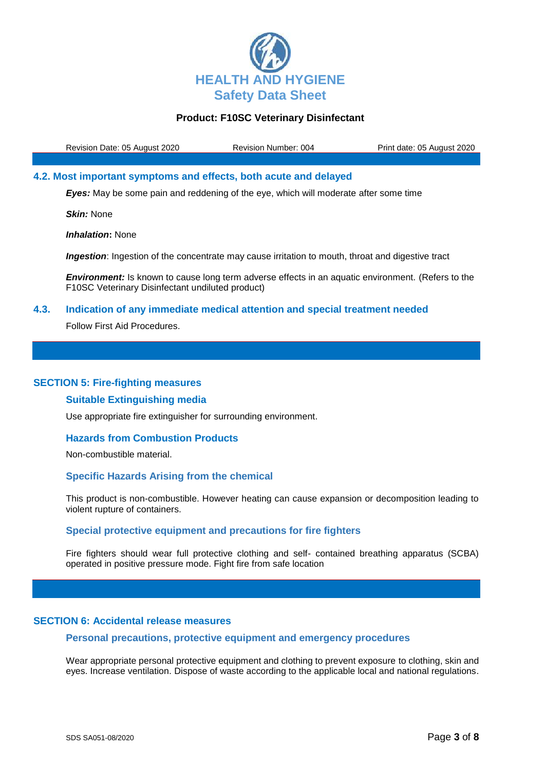## 4.2. Most important symptoms and effects, both acute and delayed

***Eyes:*** May be some pain and reddening of the eye, which will moderate after some time

***Skin:*** None

***Inhalation*:** None

***Ingestion***: Ingestion of the concentrate may cause irritation to mouth, throat and digestive tract

***Environment:*** Is known to cause long term adverse effects in an aquatic environment. (Refers to the F10SC Veterinary Disinfectant undiluted product)

## 4.3. Indication of any immediate medical attention and special treatment needed

Follow First Aid Procedures.

## SECTION 5: Fire-fighting measures

### Suitable Extinguishing media

Use appropriate fire extinguisher for surrounding environment.

### Hazards from Combustion Products

Non-combustible material.

### Specific Hazards Arising from the chemical

This product is non-combustible. However heating can cause expansion or decomposition leading to violent rupture of containers.

### Special protective equipment and precautions for fire fighters

Fire fighters should wear full protective clothing and self- contained breathing apparatus (SCBA) operated in positive pressure mode. Fight fire from safe location

## SECTION 6: Accidental release measures

### Personal precautions, protective equipment and emergency procedures

Wear appropriate personal protective equipment and clothing to prevent exposure to clothing, skin and eyes. Increase ventilation. Dispose of waste according to the applicable local and national regulations.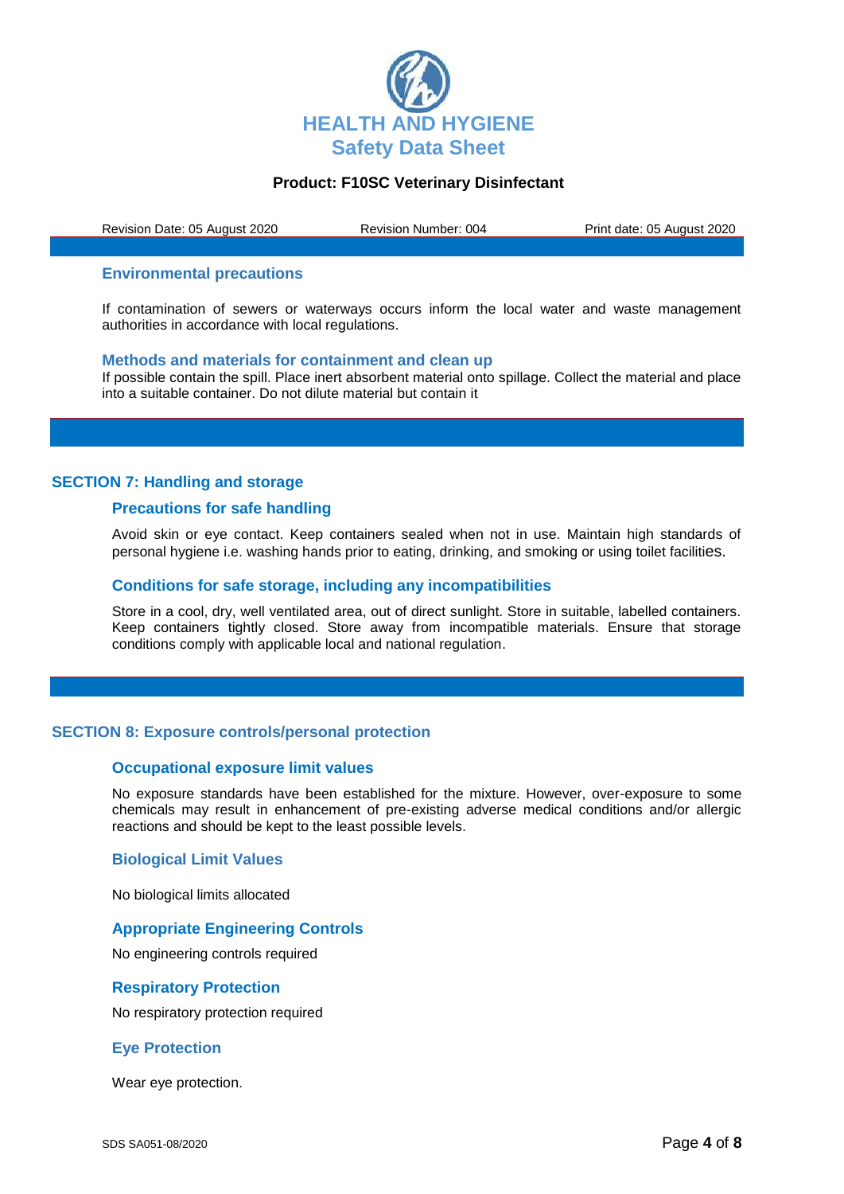### Environmental precautions

If contamination of sewers or waterways occurs inform the local water and waste management authorities in accordance with local regulations.

### Methods and materials for containment and clean up

If possible contain the spill. Place inert absorbent material onto spillage. Collect the material and place into a suitable container. Do not dilute material but contain it

## SECTION 7: Handling and storage

### Precautions for safe handling

Avoid skin or eye contact. Keep containers sealed when not in use. Maintain high standards of personal hygiene i.e. washing hands prior to eating, drinking, and smoking or using toilet facilities.

### Conditions for safe storage, including any incompatibilities

Store in a cool, dry, well ventilated area, out of direct sunlight. Store in suitable, labelled containers. Keep containers tightly closed. Store away from incompatible materials. Ensure that storage conditions comply with applicable local and national regulation.

## SECTION 8: Exposure controls/personal protection

### Occupational exposure limit values

No exposure standards have been established for the mixture. However, over-exposure to some chemicals may result in enhancement of pre-existing adverse medical conditions and/or allergic reactions and should be kept to the least possible levels.

### Biological Limit Values

No biological limits allocated

### Appropriate Engineering Controls

No engineering controls required

### Respiratory Protection

No respiratory protection required

### Eye Protection

Wear eye protection.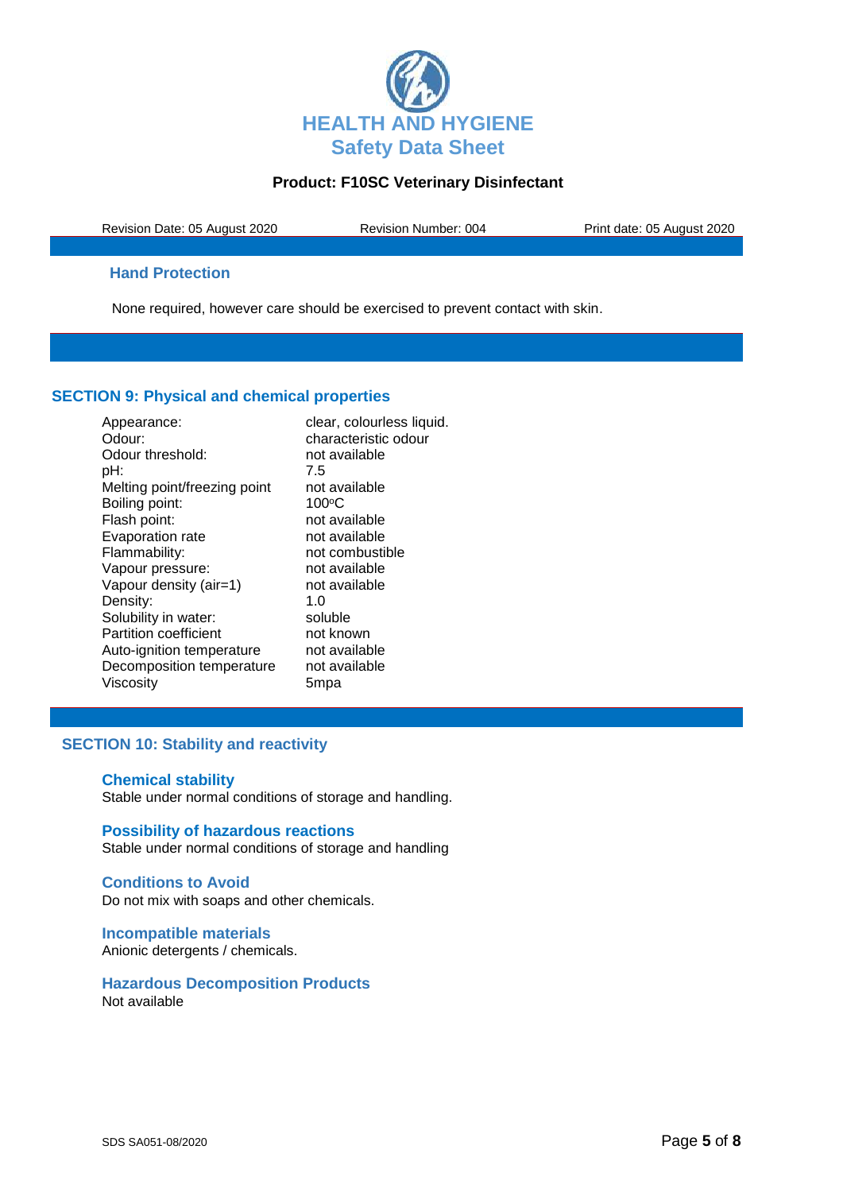### Hand Protection

None required, however care should be exercised to prevent contact with skin.

## SECTION 9: Physical and chemical properties

| Property | Value |
|---|---|
| Appearance: | clear, colourless liquid. |
| Odour: | characteristic odour |
| Odour threshold: | not available |
| pH: | 7.5 |
| Melting point/freezing point | not available |
| Boiling point: | 100ºC |
| Flash point: | not available |
| Evaporation rate | not available |
| Flammability: | not combustible |
| Vapour pressure: | not available |
| Vapour density (air=1) | not available |
| Density: | 1.0 |
| Solubility in water: | soluble |
| Partition coefficient | not known |
| Auto-ignition temperature | not available |
| Decomposition temperature | not available |
| Viscosity | 5mpa |

## SECTION 10: Stability and reactivity

### Chemical stability

Stable under normal conditions of storage and handling.

### Possibility of hazardous reactions

Stable under normal conditions of storage and handling

### Conditions to Avoid

Do not mix with soaps and other chemicals.

### Incompatible materials

Anionic detergents / chemicals.

### Hazardous Decomposition Products

Not available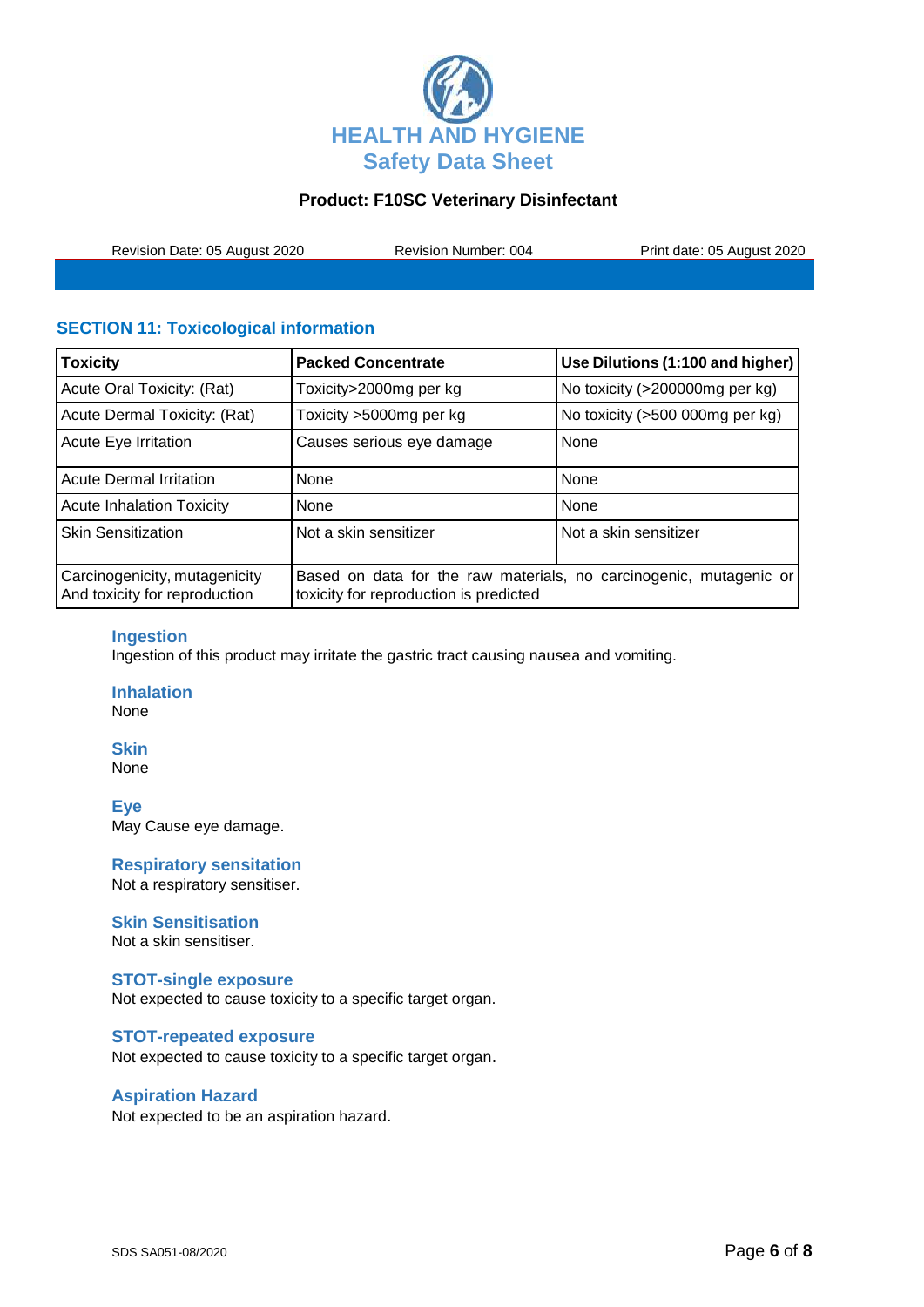## SECTION 11: Toxicological information

| Toxicity | Packed Concentrate | Use Dilutions (1:100 and higher) |
|---|---|---|
| Acute Oral Toxicity: (Rat) | Toxicity>2000mg per kg | No toxicity (>200000mg per kg) |
| Acute Dermal Toxicity: (Rat) | Toxicity >5000mg per kg | No toxicity (>500 000mg per kg) |
| Acute Eye Irritation | Causes serious eye damage | None |
| Acute Dermal Irritation | None | None |
| Acute Inhalation Toxicity | None | None |
| Skin Sensitization | Not a skin sensitizer | Not a skin sensitizer |
| Carcinogenicity, mutagenicity And toxicity for reproduction | Based on data for the raw materials, no carcinogenic, mutagenic or toxicity for reproduction is predicted | |

### Ingestion

Ingestion of this product may irritate the gastric tract causing nausea and vomiting.

### Inhalation

None

### Skin

None

### Eye

May Cause eye damage.

### Respiratory sensitation

Not a respiratory sensitiser.

### Skin Sensitisation

Not a skin sensitiser.

### STOT-single exposure

Not expected to cause toxicity to a specific target organ.

### STOT-repeated exposure

Not expected to cause toxicity to a specific target organ.

### Aspiration Hazard

Not expected to be an aspiration hazard.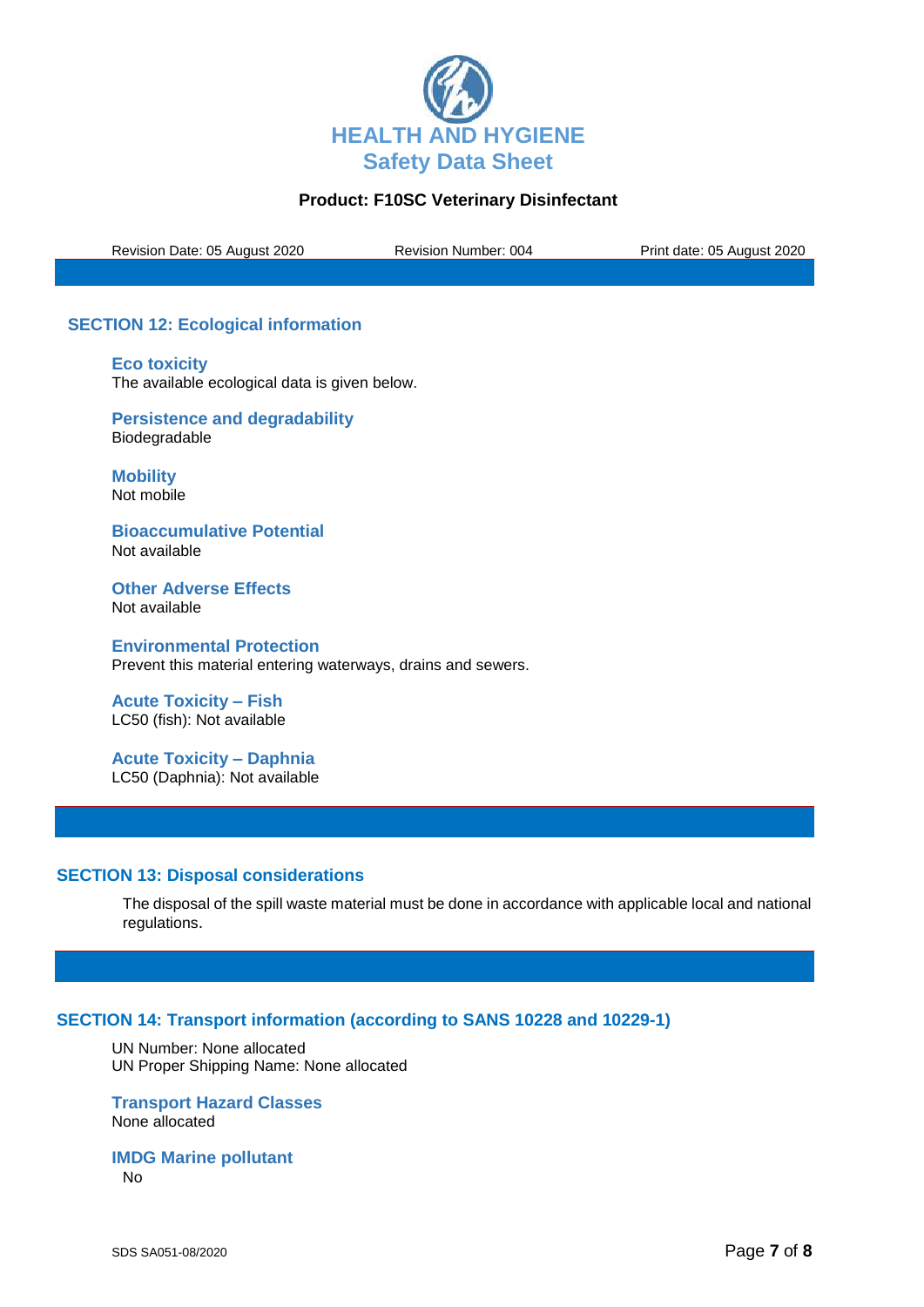## SECTION 12: Ecological information

### Eco toxicity

The available ecological data is given below.

### Persistence and degradability

Biodegradable

### Mobility

Not mobile

### Bioaccumulative Potential

Not available

### Other Adverse Effects

Not available

### Environmental Protection

Prevent this material entering waterways, drains and sewers.

### Acute Toxicity – Fish

LC50 (fish): Not available

### Acute Toxicity – Daphnia

LC50 (Daphnia): Not available

## SECTION 13: Disposal considerations

The disposal of the spill waste material must be done in accordance with applicable local and national regulations.

## SECTION 14: Transport information (according to SANS 10228 and 10229-1)

UN Number: None allocated
UN Proper Shipping Name: None allocated

### Transport Hazard Classes

None allocated

### IMDG Marine pollutant

No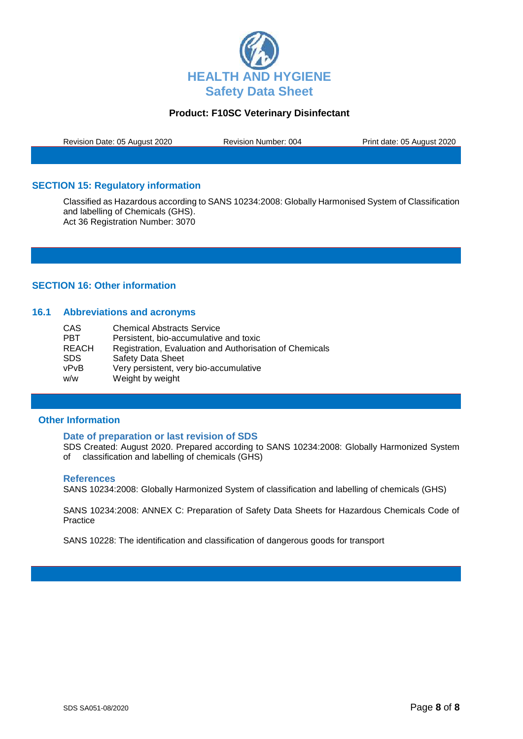## SECTION 15: Regulatory information

Classified as Hazardous according to SANS 10234:2008: Globally Harmonised System of Classification and labelling of Chemicals (GHS).
Act 36 Registration Number: 3070

## SECTION 16: Other information

### 16.1 Abbreviations and acronyms

| | |
|---|---|
| CAS | Chemical Abstracts Service |
| PBT | Persistent, bio-accumulative and toxic |
| REACH | Registration, Evaluation and Authorisation of Chemicals |
| SDS | Safety Data Sheet |
| vPvB | Very persistent, very bio-accumulative |
| w/w | Weight by weight |

### Other Information

#### Date of preparation or last revision of SDS

SDS Created: August 2020. Prepared according to SANS 10234:2008: Globally Harmonized System of classification and labelling of chemicals (GHS)

#### References

SANS 10234:2008: Globally Harmonized System of classification and labelling of chemicals (GHS)

SANS 10234:2008: ANNEX C: Preparation of Safety Data Sheets for Hazardous Chemicals Code of Practice

SANS 10228: The identification and classification of dangerous goods for transport